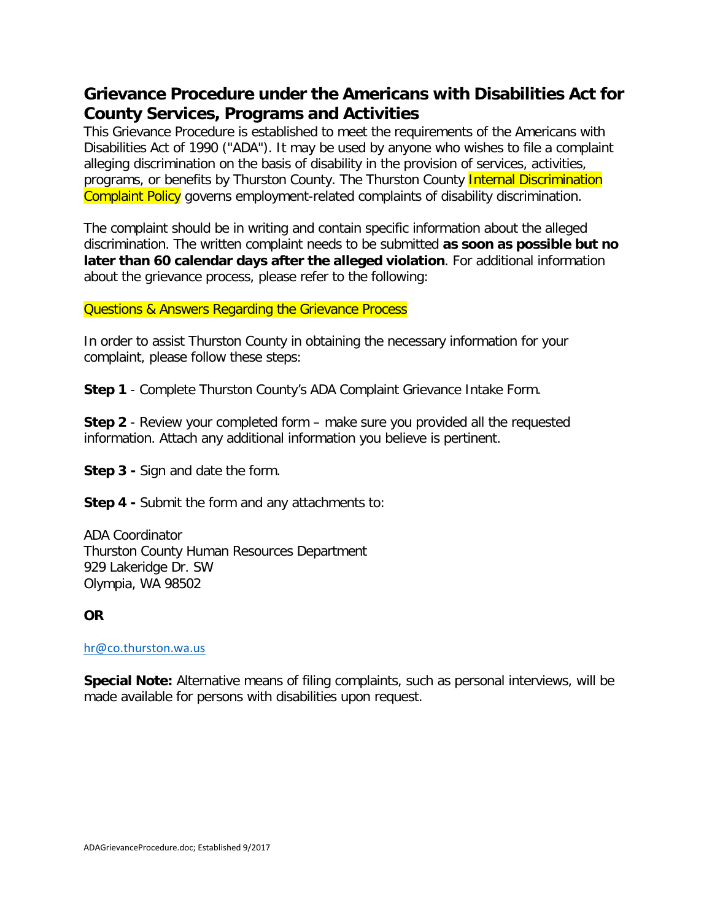# Grievance Procedure under the Americans with Disabilities Act for County Services, Programs and Activities

This Grievance Procedure is established to meet the requirements of the Americans with Disabilities Act of 1990 ("ADA"). It may be used by anyone who wishes to file a complaint alleging discrimination on the basis of disability in the provision of services, activities, programs, or benefits by Thurston County. The Thurston County Internal Discrimination Complaint Policy governs employment-related complaints of disability discrimination.

The complaint should be in writing and contain specific information about the alleged discrimination. The written complaint needs to be submitted **as soon as possible but no later than 60 calendar days after the alleged violation**. For additional information about the grievance process, please refer to the following:

Questions & Answers Regarding the Grievance Process

In order to assist Thurston County in obtaining the necessary information for your complaint, please follow these steps:

**Step 1** - Complete Thurston County's ADA Complaint Grievance Intake Form.

**Step 2** - Review your completed form – make sure you provided all the requested information. Attach any additional information you believe is pertinent.

**Step 3 -** Sign and date the form.

**Step 4 -** Submit the form and any attachments to:

ADA Coordinator
Thurston County Human Resources Department
929 Lakeridge Dr. SW
Olympia, WA 98502

**OR**

hr@co.thurston.wa.us

**Special Note:** Alternative means of filing complaints, such as personal interviews, will be made available for persons with disabilities upon request.

ADAGrievanceProcedure.doc; Established 9/2017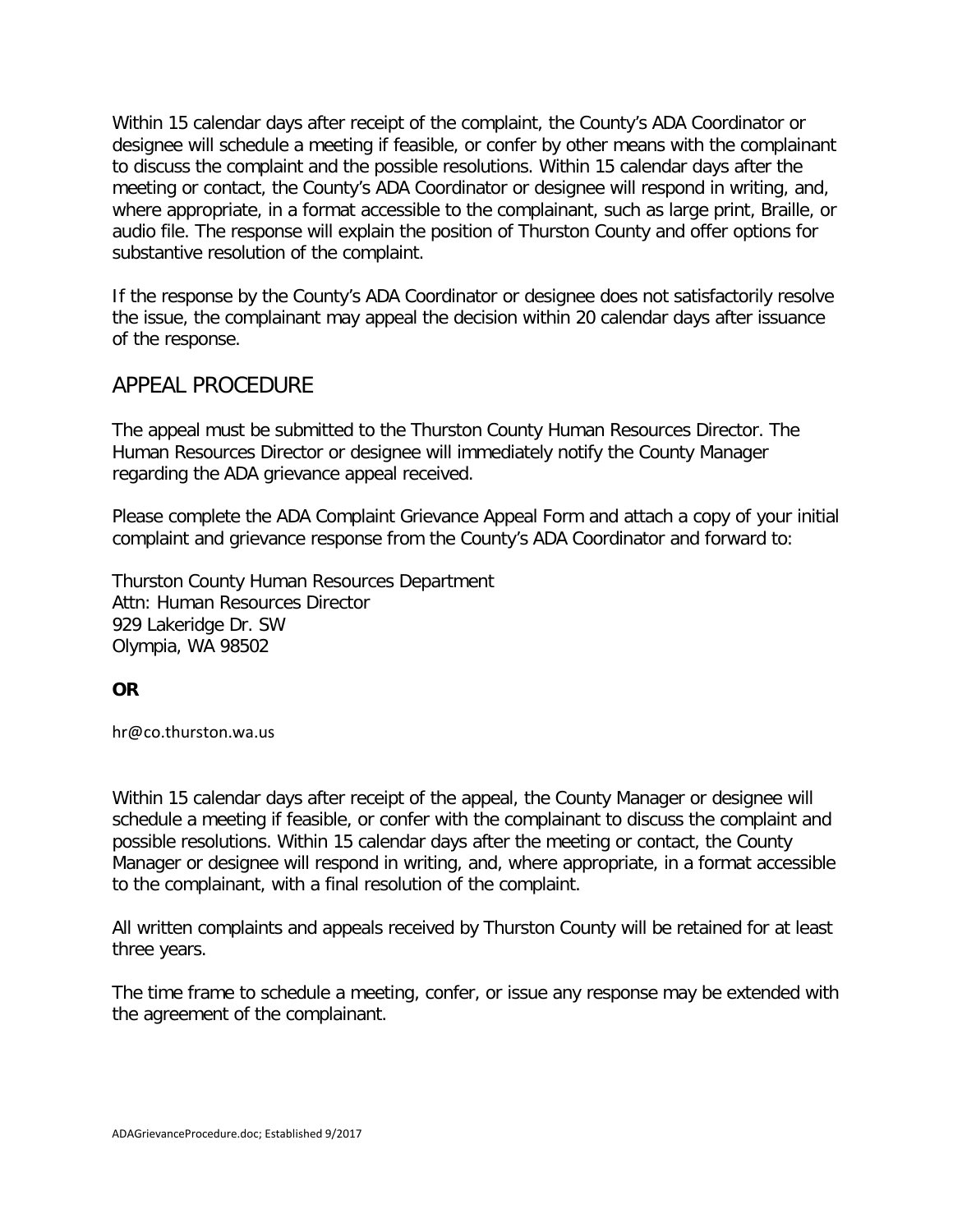Within 15 calendar days after receipt of the complaint, the County's ADA Coordinator or designee will schedule a meeting if feasible, or confer by other means with the complainant to discuss the complaint and the possible resolutions. Within 15 calendar days after the meeting or contact, the County's ADA Coordinator or designee will respond in writing, and, where appropriate, in a format accessible to the complainant, such as large print, Braille, or audio file. The response will explain the position of Thurston County and offer options for substantive resolution of the complaint.

If the response by the County's ADA Coordinator or designee does not satisfactorily resolve the issue, the complainant may appeal the decision within 20 calendar days after issuance of the response.

## APPEAL PROCEDURE

The appeal must be submitted to the Thurston County Human Resources Director. The Human Resources Director or designee will immediately notify the County Manager regarding the ADA grievance appeal received.

Please complete the ADA Complaint Grievance Appeal Form and attach a copy of your initial complaint and grievance response from the County's ADA Coordinator and forward to:

Thurston County Human Resources Department
Attn: Human Resources Director
929 Lakeridge Dr. SW
Olympia, WA 98502

**OR**

hr@co.thurston.wa.us

Within 15 calendar days after receipt of the appeal, the County Manager or designee will schedule a meeting if feasible, or confer with the complainant to discuss the complaint and possible resolutions. Within 15 calendar days after the meeting or contact, the County Manager or designee will respond in writing, and, where appropriate, in a format accessible to the complainant, with a final resolution of the complaint.

All written complaints and appeals received by Thurston County will be retained for at least three years.

The time frame to schedule a meeting, confer, or issue any response may be extended with the agreement of the complainant.